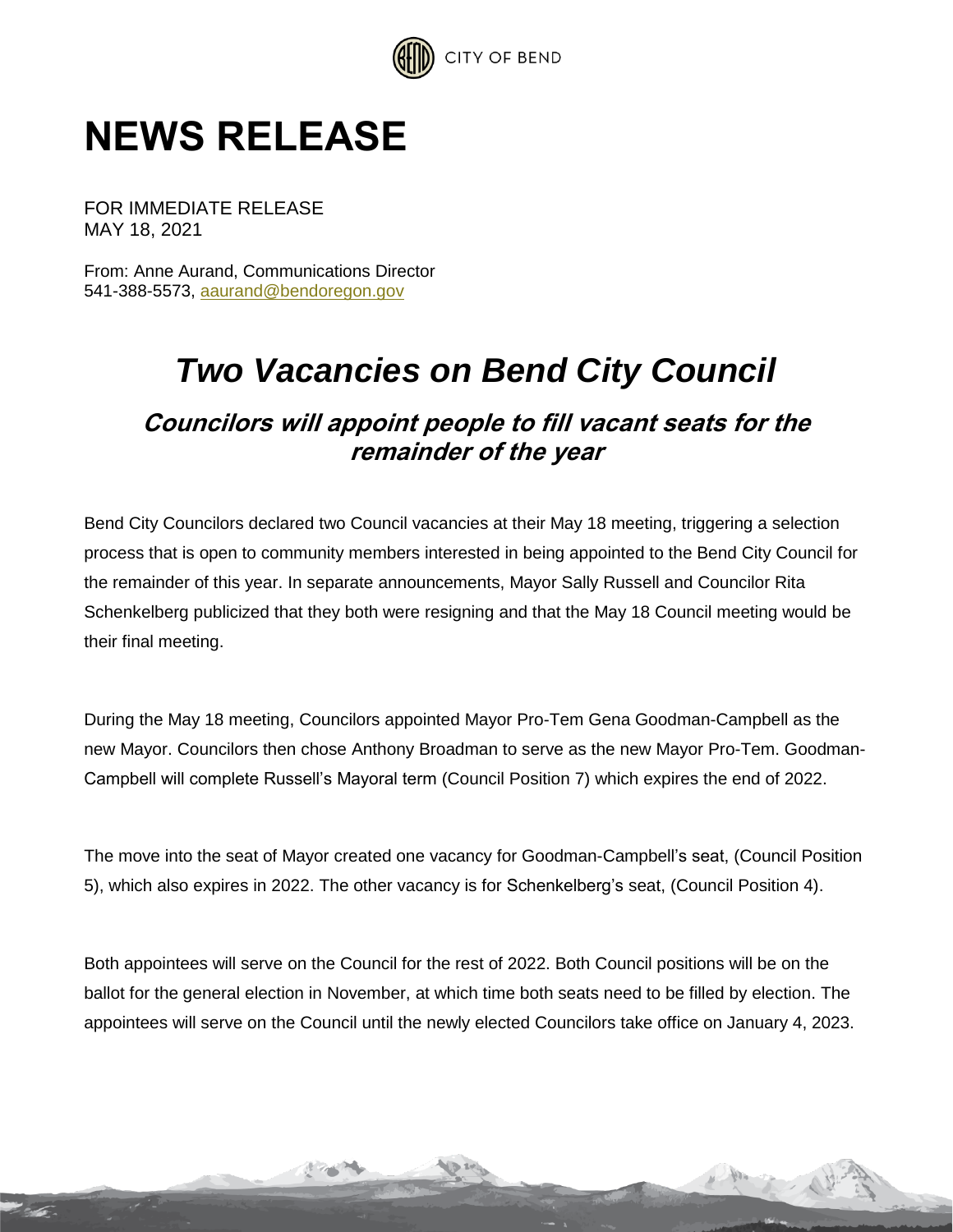CITY OF BEND

# NEWS RELEASE

FOR IMMEDIATE RELEASE
MAY 18, 2021

From: Anne Aurand, Communications Director
541-388-5573, aaurand@bendoregon.gov

## *Two Vacancies on Bend City Council*

### *Councilors will appoint people to fill vacant seats for the remainder of the year*

Bend City Councilors declared two Council vacancies at their May 18 meeting, triggering a selection process that is open to community members interested in being appointed to the Bend City Council for the remainder of this year. In separate announcements, Mayor Sally Russell and Councilor Rita Schenkelberg publicized that they both were resigning and that the May 18 Council meeting would be their final meeting.

During the May 18 meeting, Councilors appointed Mayor Pro-Tem Gena Goodman-Campbell as the new Mayor. Councilors then chose Anthony Broadman to serve as the new Mayor Pro-Tem. Goodman-Campbell will complete Russell's Mayoral term (Council Position 7) which expires the end of 2022.

The move into the seat of Mayor created one vacancy for Goodman-Campbell's seat, (Council Position 5), which also expires in 2022. The other vacancy is for Schenkelberg's seat, (Council Position 4).

Both appointees will serve on the Council for the rest of 2022. Both Council positions will be on the ballot for the general election in November, at which time both seats need to be filled by election. The appointees will serve on the Council until the newly elected Councilors take office on January 4, 2023.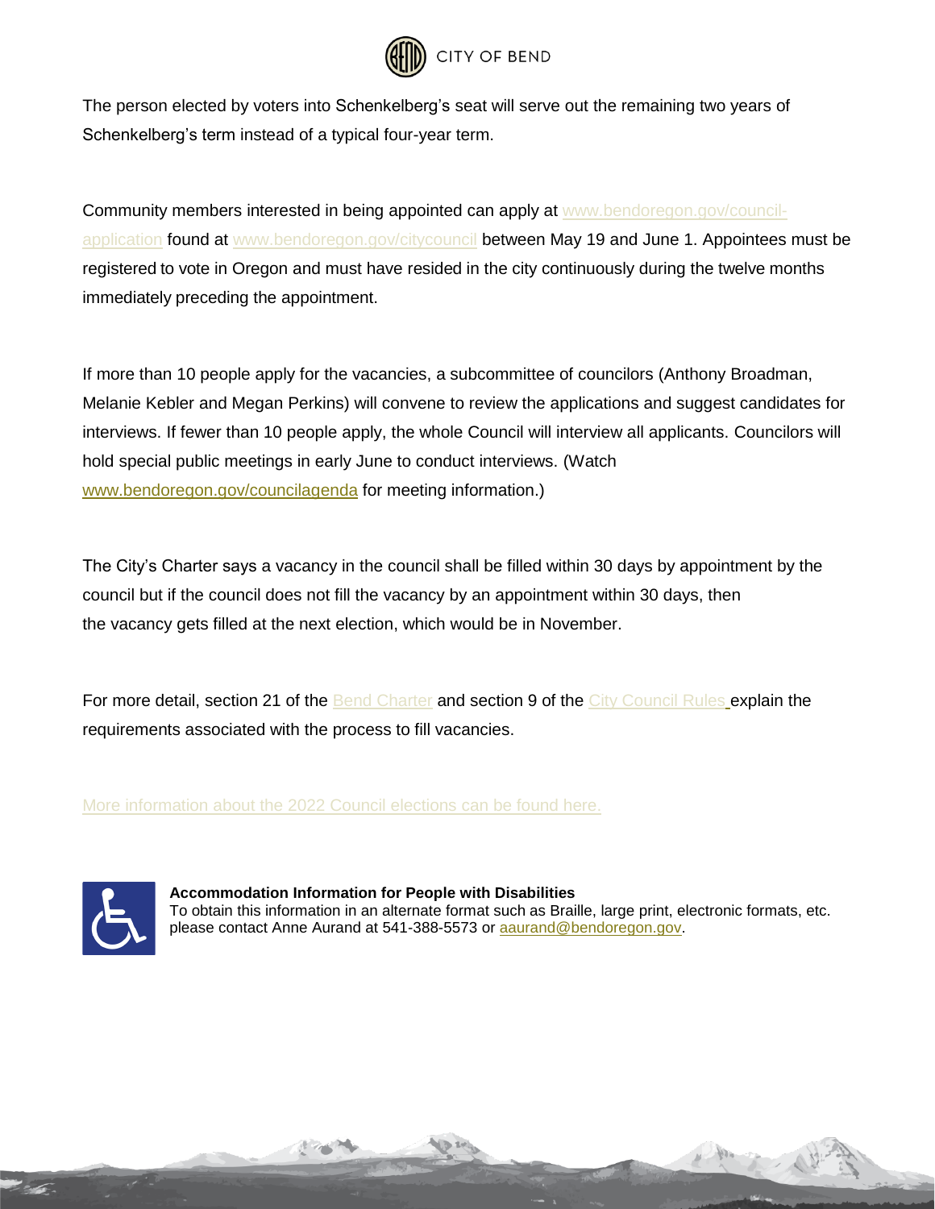The person elected by voters into Schenkelberg's seat will serve out the remaining two years of Schenkelberg's term instead of a typical four-year term.

Community members interested in being appointed can apply at www.bendoregon.gov/council-application found at www.bendoregon.gov/citycouncil between May 19 and June 1. Appointees must be registered to vote in Oregon and must have resided in the city continuously during the twelve months immediately preceding the appointment.

If more than 10 people apply for the vacancies, a subcommittee of councilors (Anthony Broadman, Melanie Kebler and Megan Perkins) will convene to review the applications and suggest candidates for interviews. If fewer than 10 people apply, the whole Council will interview all applicants. Councilors will hold special public meetings in early June to conduct interviews. (Watch www.bendoregon.gov/councilagenda for meeting information.)

The City's Charter says a vacancy in the council shall be filled within 30 days by appointment by the council but if the council does not fill the vacancy by an appointment within 30 days, then the vacancy gets filled at the next election, which would be in November.

For more detail, section 21 of the Bend Charter and section 9 of the City Council Rules explain the requirements associated with the process to fill vacancies.

More information about the 2022 Council elections can be found here.

**Accommodation Information for People with Disabilities**
To obtain this information in an alternate format such as Braille, large print, electronic formats, etc. please contact Anne Aurand at 541-388-5573 or aaurand@bendoregon.gov.